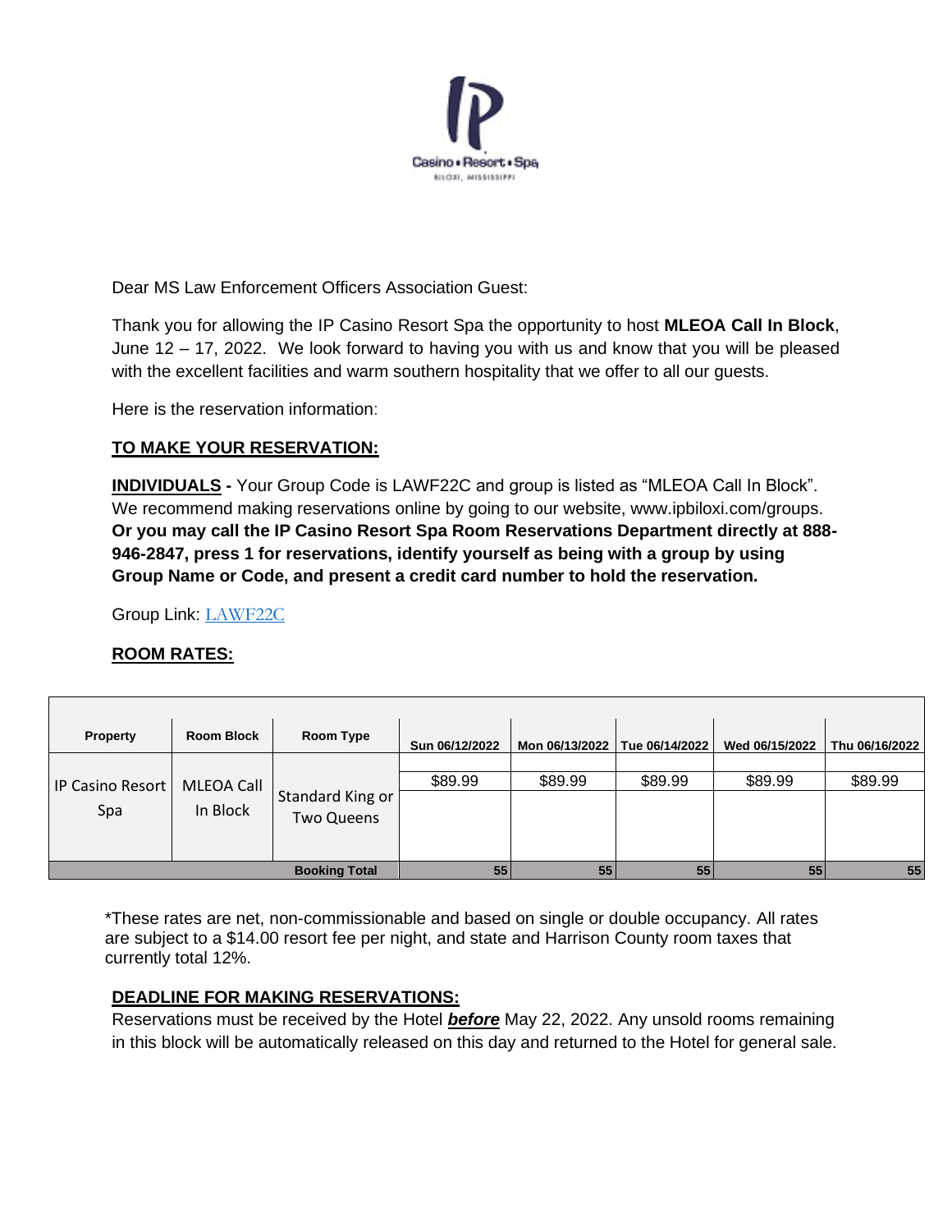IP Casino • Resort • Spa
BILOXI, MISSISSIPPI

Dear MS Law Enforcement Officers Association Guest:

Thank you for allowing the IP Casino Resort Spa the opportunity to host **MLEOA Call In Block**, June 12 – 17, 2022. We look forward to having you with us and know that you will be pleased with the excellent facilities and warm southern hospitality that we offer to all our guests.

Here is the reservation information:

## TO MAKE YOUR RESERVATION:

**INDIVIDUALS -** Your Group Code is LAWF22C and group is listed as "MLEOA Call In Block". We recommend making reservations online by going to our website, www.ipbiloxi.com/groups. **Or you may call the IP Casino Resort Spa Room Reservations Department directly at 888-946-2847, press 1 for reservations, identify yourself as being with a group by using Group Name or Code, and present a credit card number to hold the reservation.**

Group Link: LAWF22C

## ROOM RATES:

| Property | Room Block | Room Type | Sun 06/12/2022 | Mon 06/13/2022 | Tue 06/14/2022 | Wed 06/15/2022 | Thu 06/16/2022 |
|---|---|---|---|---|---|---|---|
| IP Casino Resort Spa | MLEOA Call In Block | Standard King or Two Queens | $89.99 | $89.99 | $89.99 | $89.99 | $89.99 |
| | | **Booking Total** | 55 | 55 | 55 | 55 | 55 |

*These rates are net, non-commissionable and based on single or double occupancy. All rates are subject to a $14.00 resort fee per night, and state and Harrison County room taxes that currently total 12%.

## DEADLINE FOR MAKING RESERVATIONS:

Reservations must be received by the Hotel ***before*** May 22, 2022. Any unsold rooms remaining in this block will be automatically released on this day and returned to the Hotel for general sale.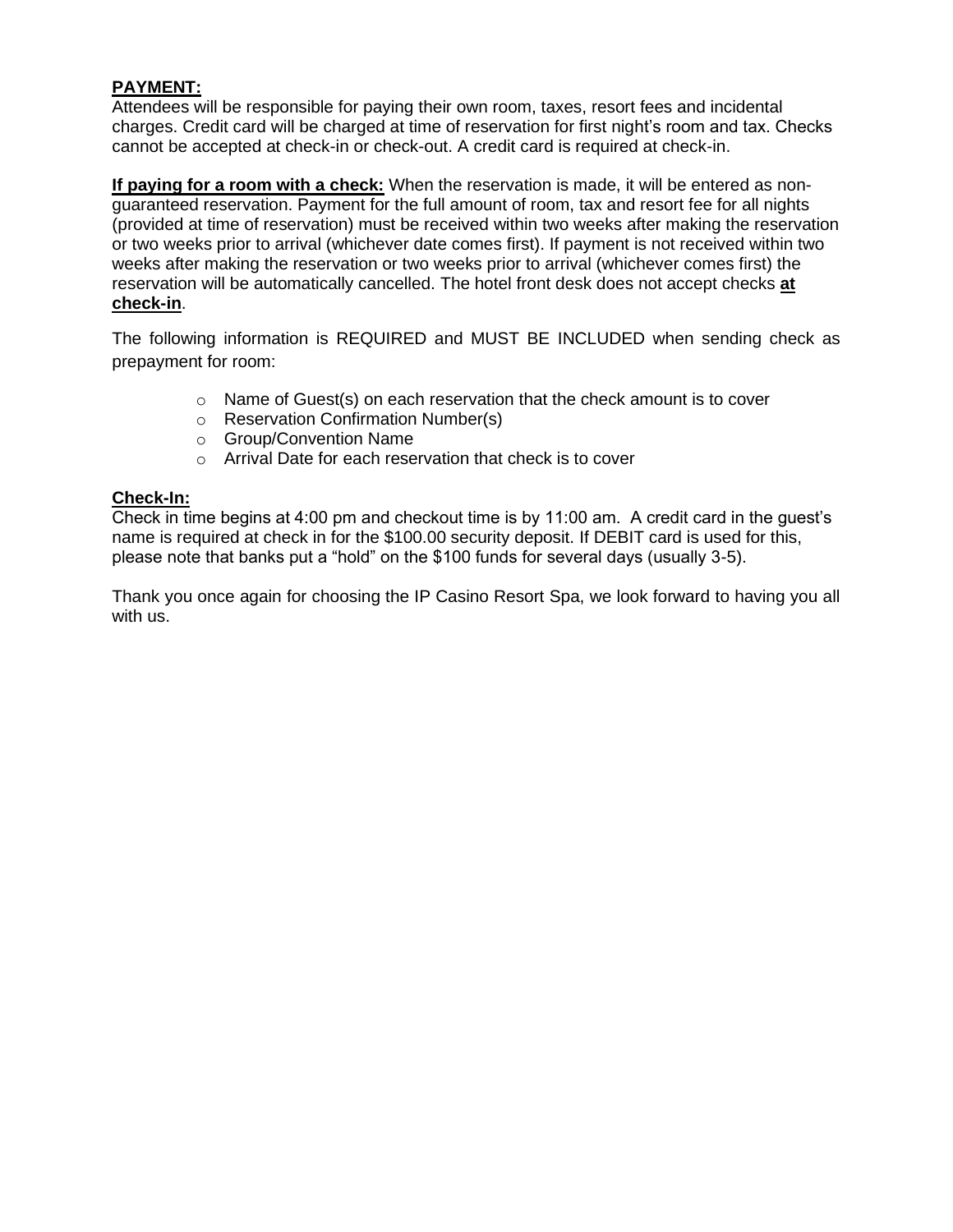**PAYMENT:**
Attendees will be responsible for paying their own room, taxes, resort fees and incidental charges. Credit card will be charged at time of reservation for first night's room and tax. Checks cannot be accepted at check-in or check-out. A credit card is required at check-in.

**If paying for a room with a check:** When the reservation is made, it will be entered as non-guaranteed reservation. Payment for the full amount of room, tax and resort fee for all nights (provided at time of reservation) must be received within two weeks after making the reservation or two weeks prior to arrival (whichever date comes first). If payment is not received within two weeks after making the reservation or two weeks prior to arrival (whichever comes first) the reservation will be automatically cancelled. The hotel front desk does not accept checks **at check-in**.

The following information is REQUIRED and MUST BE INCLUDED when sending check as prepayment for room:

- Name of Guest(s) on each reservation that the check amount is to cover
- Reservation Confirmation Number(s)
- Group/Convention Name
- Arrival Date for each reservation that check is to cover

**Check-In:**
Check in time begins at 4:00 pm and checkout time is by 11:00 am. A credit card in the guest's name is required at check in for the $100.00 security deposit. If DEBIT card is used for this, please note that banks put a "hold" on the $100 funds for several days (usually 3-5).

Thank you once again for choosing the IP Casino Resort Spa, we look forward to having you all with us.